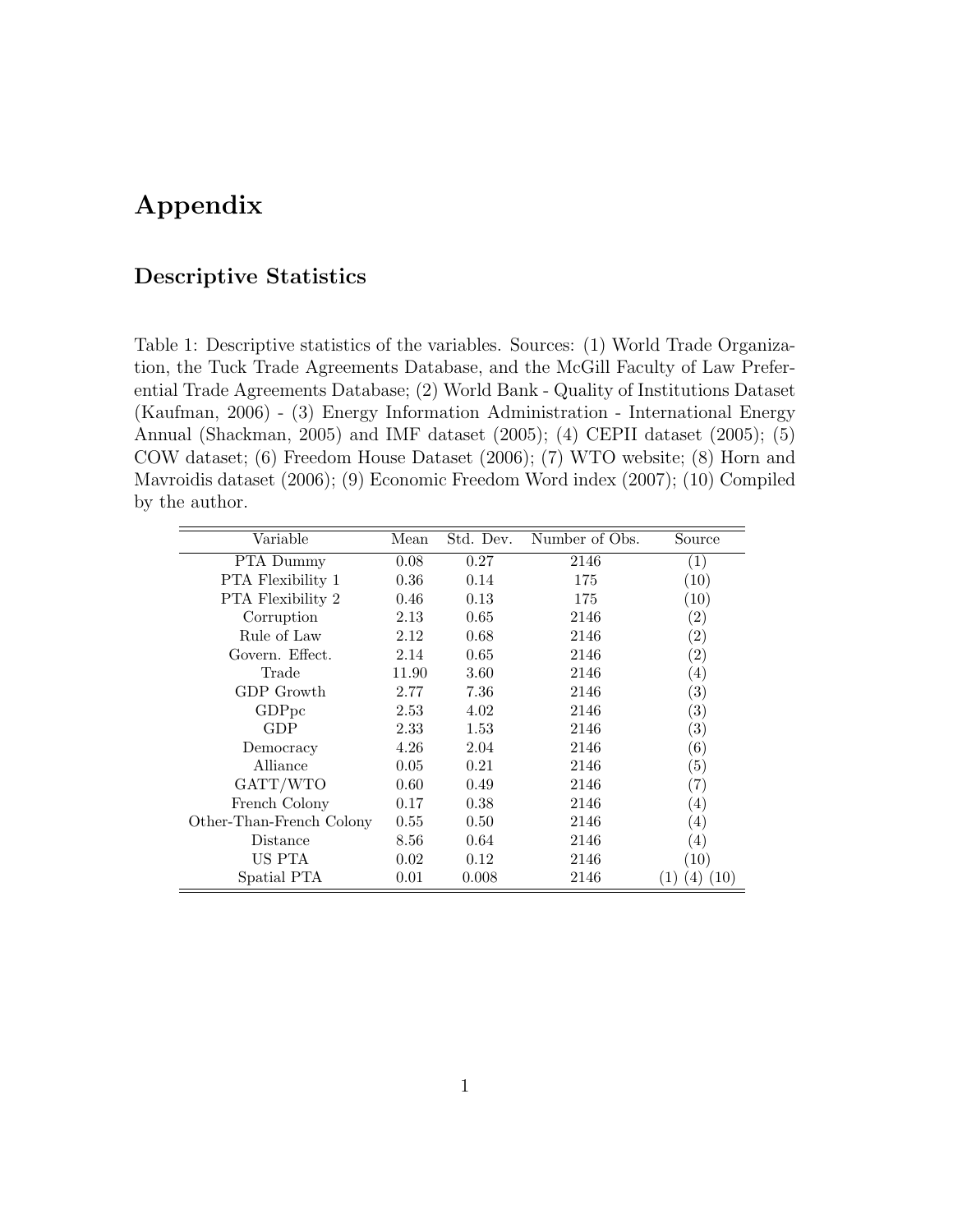# Appendix

## Descriptive Statistics

Table 1: Descriptive statistics of the variables. Sources: (1) World Trade Organization, the Tuck Trade Agreements Database, and the McGill Faculty of Law Preferential Trade Agreements Database; (2) World Bank - Quality of Institutions Dataset (Kaufman, 2006) - (3) Energy Information Administration - International Energy Annual (Shackman, 2005) and IMF dataset (2005); (4) CEPII dataset (2005); (5) COW dataset; (6) Freedom House Dataset (2006); (7) WTO website; (8) Horn and Mavroidis dataset (2006); (9) Economic Freedom Word index (2007); (10) Compiled by the author.

| Variable | Mean | Std. Dev. | Number of Obs. | Source |
|---|---|---|---|---|
| PTA Dummy | 0.08 | 0.27 | 2146 | (1) |
| PTA Flexibility 1 | 0.36 | 0.14 | 175 | (10) |
| PTA Flexibility 2 | 0.46 | 0.13 | 175 | (10) |
| Corruption | 2.13 | 0.65 | 2146 | (2) |
| Rule of Law | 2.12 | 0.68 | 2146 | (2) |
| Govern. Effect. | 2.14 | 0.65 | 2146 | (2) |
| Trade | 11.90 | 3.60 | 2146 | (4) |
| GDP Growth | 2.77 | 7.36 | 2146 | (3) |
| GDPpc | 2.53 | 4.02 | 2146 | (3) |
| GDP | 2.33 | 1.53 | 2146 | (3) |
| Democracy | 4.26 | 2.04 | 2146 | (6) |
| Alliance | 0.05 | 0.21 | 2146 | (5) |
| GATT/WTO | 0.60 | 0.49 | 2146 | (7) |
| French Colony | 0.17 | 0.38 | 2146 | (4) |
| Other-Than-French Colony | 0.55 | 0.50 | 2146 | (4) |
| Distance | 8.56 | 0.64 | 2146 | (4) |
| US PTA | 0.02 | 0.12 | 2146 | (10) |
| Spatial PTA | 0.01 | 0.008 | 2146 | (1) (4) (10) |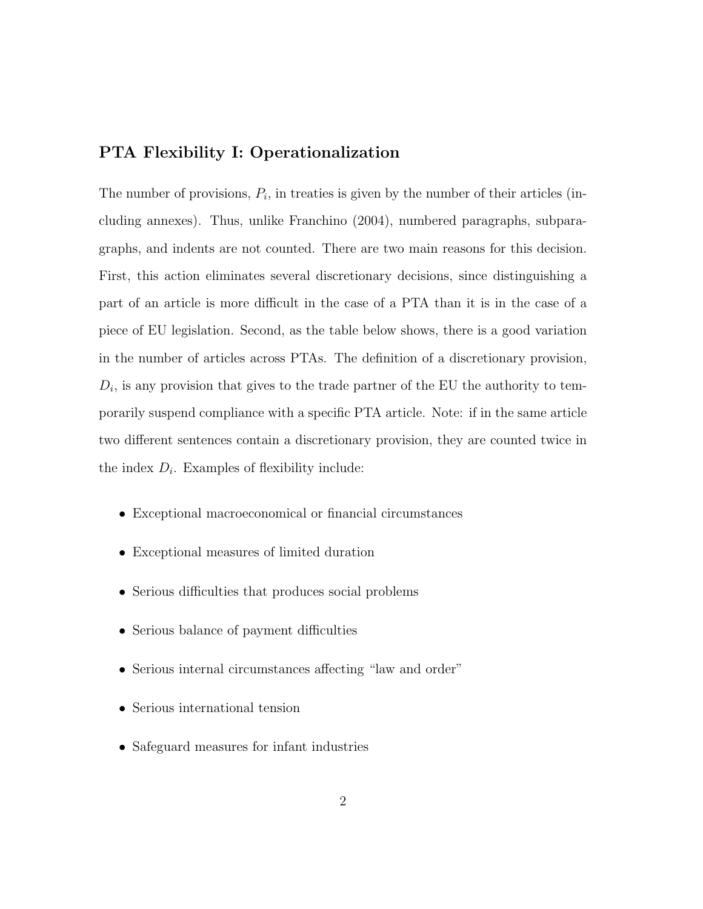## PTA Flexibility I: Operationalization

The number of provisions, $P_i$, in treaties is given by the number of their articles (including annexes). Thus, unlike Franchino (2004), numbered paragraphs, subparagraphs, and indents are not counted. There are two main reasons for this decision. First, this action eliminates several discretionary decisions, since distinguishing a part of an article is more difficult in the case of a PTA than it is in the case of a piece of EU legislation. Second, as the table below shows, there is a good variation in the number of articles across PTAs. The definition of a discretionary provision, $D_i$, is any provision that gives to the trade partner of the EU the authority to temporarily suspend compliance with a specific PTA article. Note: if in the same article two different sentences contain a discretionary provision, they are counted twice in the index $D_i$. Examples of flexibility include:

- Exceptional macroeconomical or financial circumstances
- Exceptional measures of limited duration
- Serious difficulties that produces social problems
- Serious balance of payment difficulties
- Serious internal circumstances affecting "law and order"
- Serious international tension
- Safeguard measures for infant industries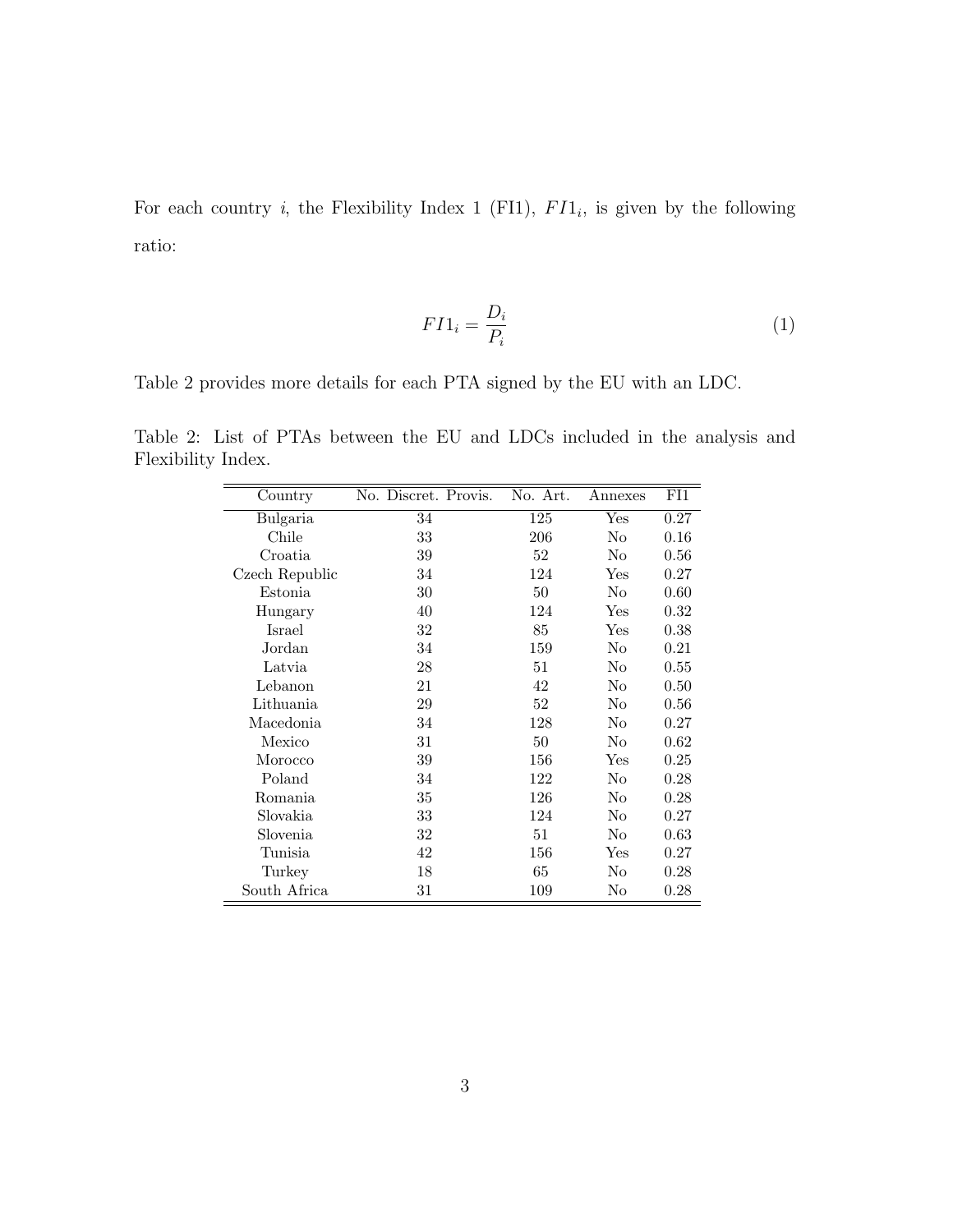For each country $i$, the Flexibility Index 1 (FI1), $FI1_i$, is given by the following ratio:

$$FI1_i = \frac{D_i}{P_i} \tag{1}$$

Table 2 provides more details for each PTA signed by the EU with an LDC.

Table 2: List of PTAs between the EU and LDCs included in the analysis and Flexibility Index.

| Country | No. Discret. Provis. | No. Art. | Annexes | FI1 |
|---|---|---|---|---|
| Bulgaria | 34 | 125 | Yes | 0.27 |
| Chile | 33 | 206 | No | 0.16 |
| Croatia | 39 | 52 | No | 0.56 |
| Czech Republic | 34 | 124 | Yes | 0.27 |
| Estonia | 30 | 50 | No | 0.60 |
| Hungary | 40 | 124 | Yes | 0.32 |
| Israel | 32 | 85 | Yes | 0.38 |
| Jordan | 34 | 159 | No | 0.21 |
| Latvia | 28 | 51 | No | 0.55 |
| Lebanon | 21 | 42 | No | 0.50 |
| Lithuania | 29 | 52 | No | 0.56 |
| Macedonia | 34 | 128 | No | 0.27 |
| Mexico | 31 | 50 | No | 0.62 |
| Morocco | 39 | 156 | Yes | 0.25 |
| Poland | 34 | 122 | No | 0.28 |
| Romania | 35 | 126 | No | 0.28 |
| Slovakia | 33 | 124 | No | 0.27 |
| Slovenia | 32 | 51 | No | 0.63 |
| Tunisia | 42 | 156 | Yes | 0.27 |
| Turkey | 18 | 65 | No | 0.28 |
| South Africa | 31 | 109 | No | 0.28 |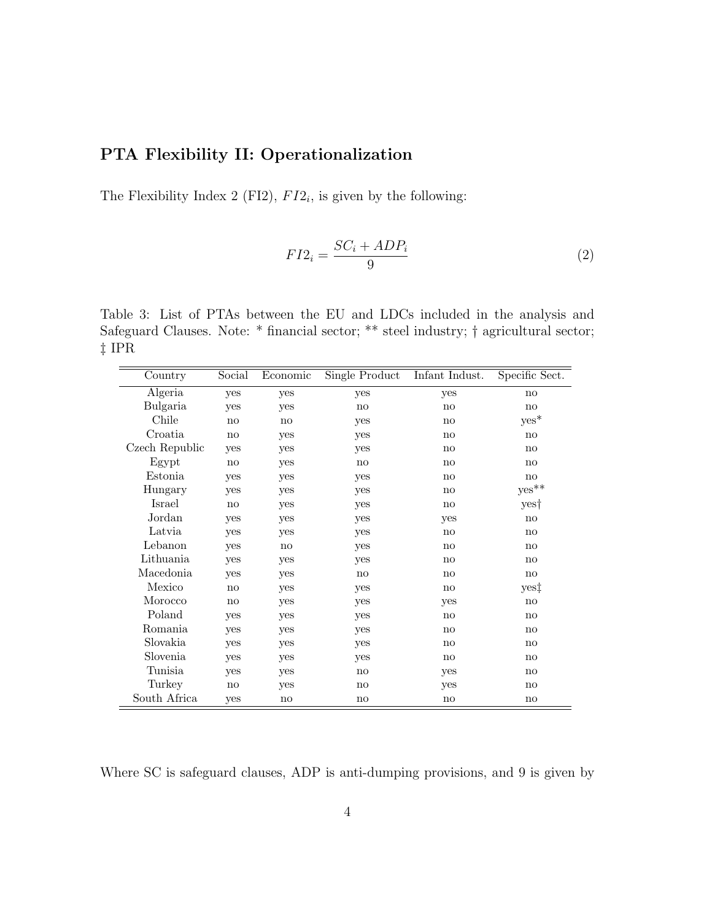## PTA Flexibility II: Operationalization

The Flexibility Index 2 (FI2), $FI2_i$, is given by the following:

$$FI2_i = \frac{SC_i + ADP_i}{9} \tag{2}$$

Table 3: List of PTAs between the EU and LDCs included in the analysis and Safeguard Clauses. Note: * financial sector; ** steel industry; † agricultural sector; ‡ IPR

| Country | Social | Economic | Single Product | Infant Indust. | Specific Sect. |
|---|---|---|---|---|---|
| Algeria | yes | yes | yes | yes | no |
| Bulgaria | yes | yes | no | no | no |
| Chile | no | no | yes | no | yes* |
| Croatia | no | yes | yes | no | no |
| Czech Republic | yes | yes | yes | no | no |
| Egypt | no | yes | no | no | no |
| Estonia | yes | yes | yes | no | no |
| Hungary | yes | yes | yes | no | yes** |
| Israel | no | yes | yes | no | yes† |
| Jordan | yes | yes | yes | yes | no |
| Latvia | yes | yes | yes | no | no |
| Lebanon | yes | no | yes | no | no |
| Lithuania | yes | yes | yes | no | no |
| Macedonia | yes | yes | no | no | no |
| Mexico | no | yes | yes | no | yes‡ |
| Morocco | no | yes | yes | yes | no |
| Poland | yes | yes | yes | no | no |
| Romania | yes | yes | yes | no | no |
| Slovakia | yes | yes | yes | no | no |
| Slovenia | yes | yes | yes | no | no |
| Tunisia | yes | yes | no | yes | no |
| Turkey | no | yes | no | yes | no |
| South Africa | yes | no | no | no | no |

Where SC is safeguard clauses, ADP is anti-dumping provisions, and 9 is given by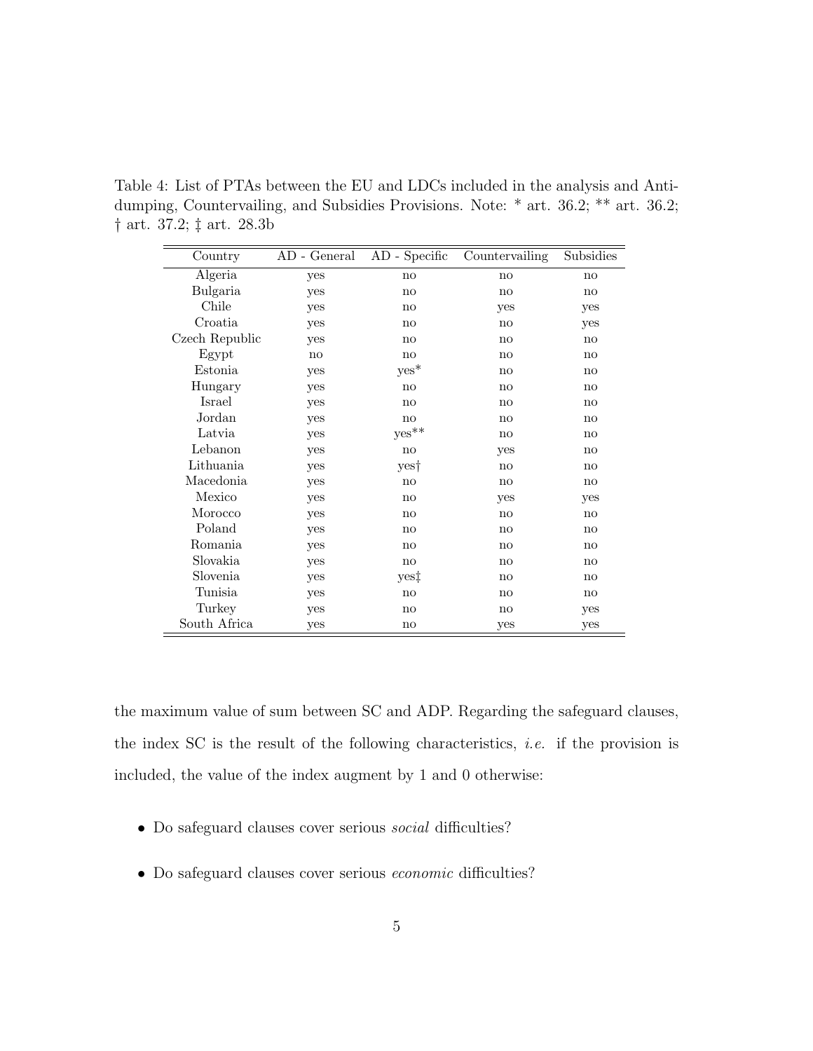Table 4: List of PTAs between the EU and LDCs included in the analysis and Anti-dumping, Countervailing, and Subsidies Provisions. Note: * art. 36.2; ** art. 36.2; † art. 37.2; ‡ art. 28.3b

| Country | AD - General | AD - Specific | Countervailing | Subsidies |
|---|---|---|---|---|
| Algeria | yes | no | no | no |
| Bulgaria | yes | no | no | no |
| Chile | yes | no | yes | yes |
| Croatia | yes | no | no | yes |
| Czech Republic | yes | no | no | no |
| Egypt | no | no | no | no |
| Estonia | yes | yes* | no | no |
| Hungary | yes | no | no | no |
| Israel | yes | no | no | no |
| Jordan | yes | no | no | no |
| Latvia | yes | yes** | no | no |
| Lebanon | yes | no | yes | no |
| Lithuania | yes | yes† | no | no |
| Macedonia | yes | no | no | no |
| Mexico | yes | no | yes | yes |
| Morocco | yes | no | no | no |
| Poland | yes | no | no | no |
| Romania | yes | no | no | no |
| Slovakia | yes | no | no | no |
| Slovenia | yes | yes‡ | no | no |
| Tunisia | yes | no | no | no |
| Turkey | yes | no | no | yes |
| South Africa | yes | no | yes | yes |

the maximum value of sum between SC and ADP. Regarding the safeguard clauses, the index SC is the result of the following characteristics, *i.e.* if the provision is included, the value of the index augment by 1 and 0 otherwise:

- Do safeguard clauses cover serious *social* difficulties?
- Do safeguard clauses cover serious *economic* difficulties?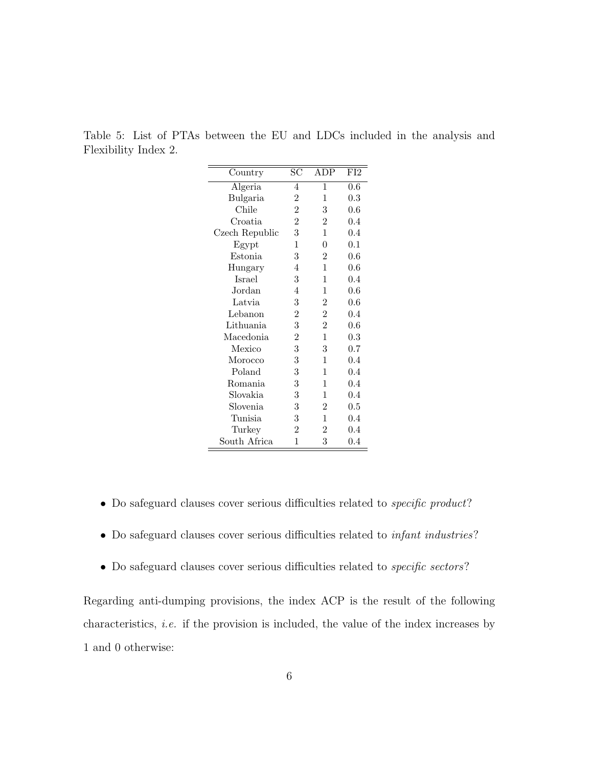Table 5: List of PTAs between the EU and LDCs included in the analysis and Flexibility Index 2.

| Country | SC | ADP | FI2 |
|---|---|---|---|
| Algeria | 4 | 1 | 0.6 |
| Bulgaria | 2 | 1 | 0.3 |
| Chile | 2 | 3 | 0.6 |
| Croatia | 2 | 2 | 0.4 |
| Czech Republic | 3 | 1 | 0.4 |
| Egypt | 1 | 0 | 0.1 |
| Estonia | 3 | 2 | 0.6 |
| Hungary | 4 | 1 | 0.6 |
| Israel | 3 | 1 | 0.4 |
| Jordan | 4 | 1 | 0.6 |
| Latvia | 3 | 2 | 0.6 |
| Lebanon | 2 | 2 | 0.4 |
| Lithuania | 3 | 2 | 0.6 |
| Macedonia | 2 | 1 | 0.3 |
| Mexico | 3 | 3 | 0.7 |
| Morocco | 3 | 1 | 0.4 |
| Poland | 3 | 1 | 0.4 |
| Romania | 3 | 1 | 0.4 |
| Slovakia | 3 | 1 | 0.4 |
| Slovenia | 3 | 2 | 0.5 |
| Tunisia | 3 | 1 | 0.4 |
| Turkey | 2 | 2 | 0.4 |
| South Africa | 1 | 3 | 0.4 |

- Do safeguard clauses cover serious difficulties related to *specific product*?
- Do safeguard clauses cover serious difficulties related to *infant industries*?
- Do safeguard clauses cover serious difficulties related to *specific sectors*?

Regarding anti-dumping provisions, the index ACP is the result of the following characteristics, *i.e.* if the provision is included, the value of the index increases by 1 and 0 otherwise: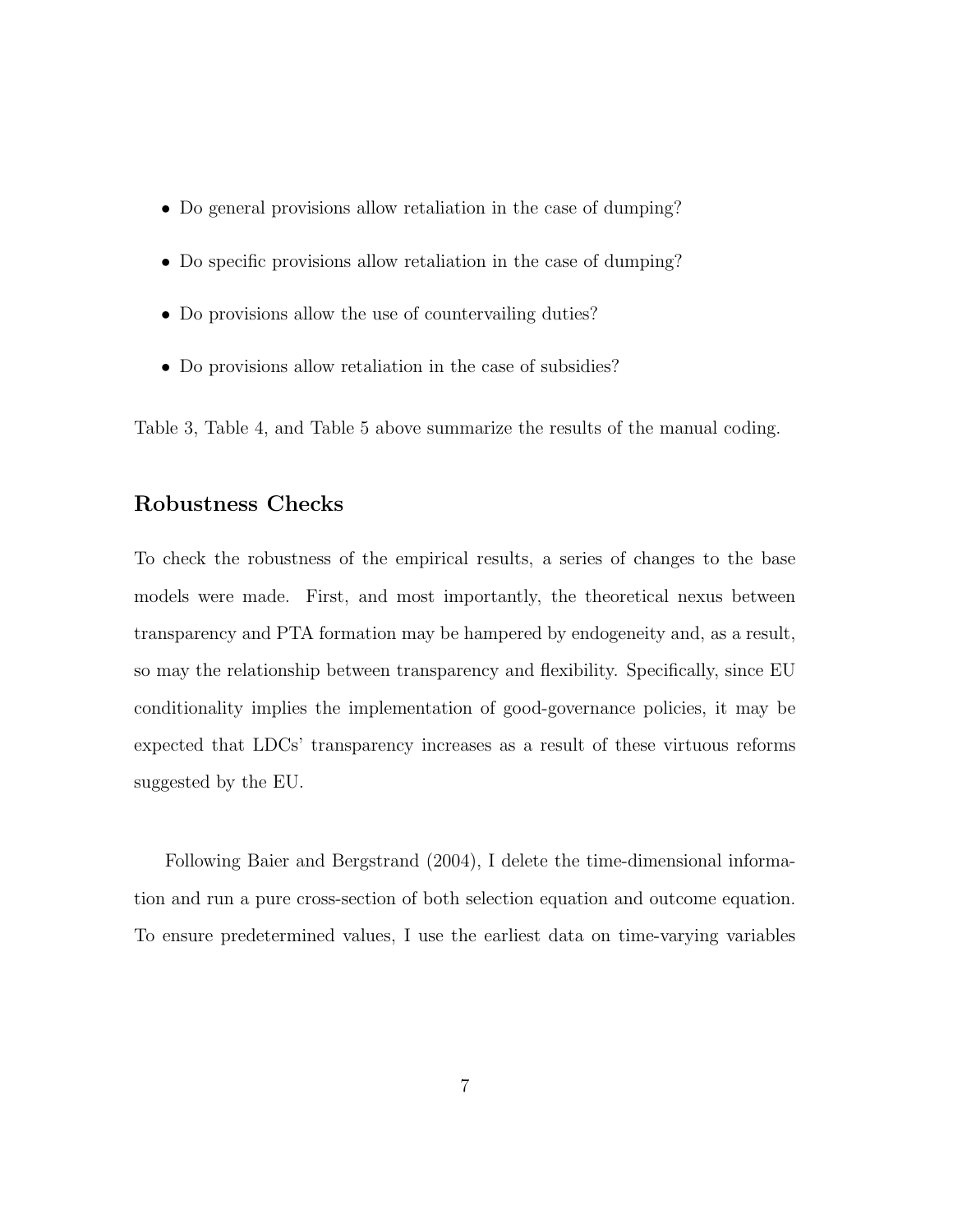- Do general provisions allow retaliation in the case of dumping?
- Do specific provisions allow retaliation in the case of dumping?
- Do provisions allow the use of countervailing duties?
- Do provisions allow retaliation in the case of subsidies?

Table 3, Table 4, and Table 5 above summarize the results of the manual coding.

### Robustness Checks

To check the robustness of the empirical results, a series of changes to the base models were made. First, and most importantly, the theoretical nexus between transparency and PTA formation may be hampered by endogeneity and, as a result, so may the relationship between transparency and flexibility. Specifically, since EU conditionality implies the implementation of good-governance policies, it may be expected that LDCs' transparency increases as a result of these virtuous reforms suggested by the EU.

Following Baier and Bergstrand (2004), I delete the time-dimensional information and run a pure cross-section of both selection equation and outcome equation. To ensure predetermined values, I use the earliest data on time-varying variables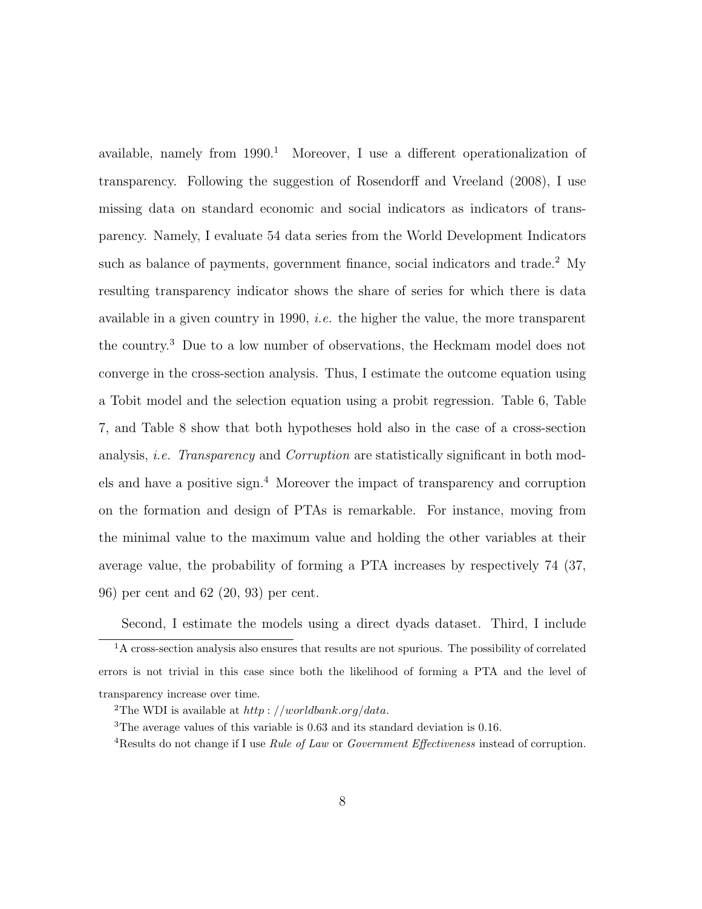available, namely from 1990.[1] Moreover, I use a different operationalization of transparency. Following the suggestion of Rosendorff and Vreeland (2008), I use missing data on standard economic and social indicators as indicators of transparency. Namely, I evaluate 54 data series from the World Development Indicators such as balance of payments, government finance, social indicators and trade.[2] My resulting transparency indicator shows the share of series for which there is data available in a given country in 1990, *i.e.* the higher the value, the more transparent the country.[3] Due to a low number of observations, the Heckmam model does not converge in the cross-section analysis. Thus, I estimate the outcome equation using a Tobit model and the selection equation using a probit regression. Table 6, Table 7, and Table 8 show that both hypotheses hold also in the case of a cross-section analysis, *i.e.* *Transparency* and *Corruption* are statistically significant in both models and have a positive sign.[4] Moreover the impact of transparency and corruption on the formation and design of PTAs is remarkable. For instance, moving from the minimal value to the maximum value and holding the other variables at their average value, the probability of forming a PTA increases by respectively 74 (37, 96) per cent and 62 (20, 93) per cent.

Second, I estimate the models using a direct dyads dataset. Third, I include

[1] A cross-section analysis also ensures that results are not spurious. The possibility of correlated errors is not trivial in this case since both the likelihood of forming a PTA and the level of transparency increase over time.

[2] The WDI is available at *http://worldbank.org/data*.

[3] The average values of this variable is 0.63 and its standard deviation is 0.16.

[4] Results do not change if I use *Rule of Law* or *Government Effectiveness* instead of corruption.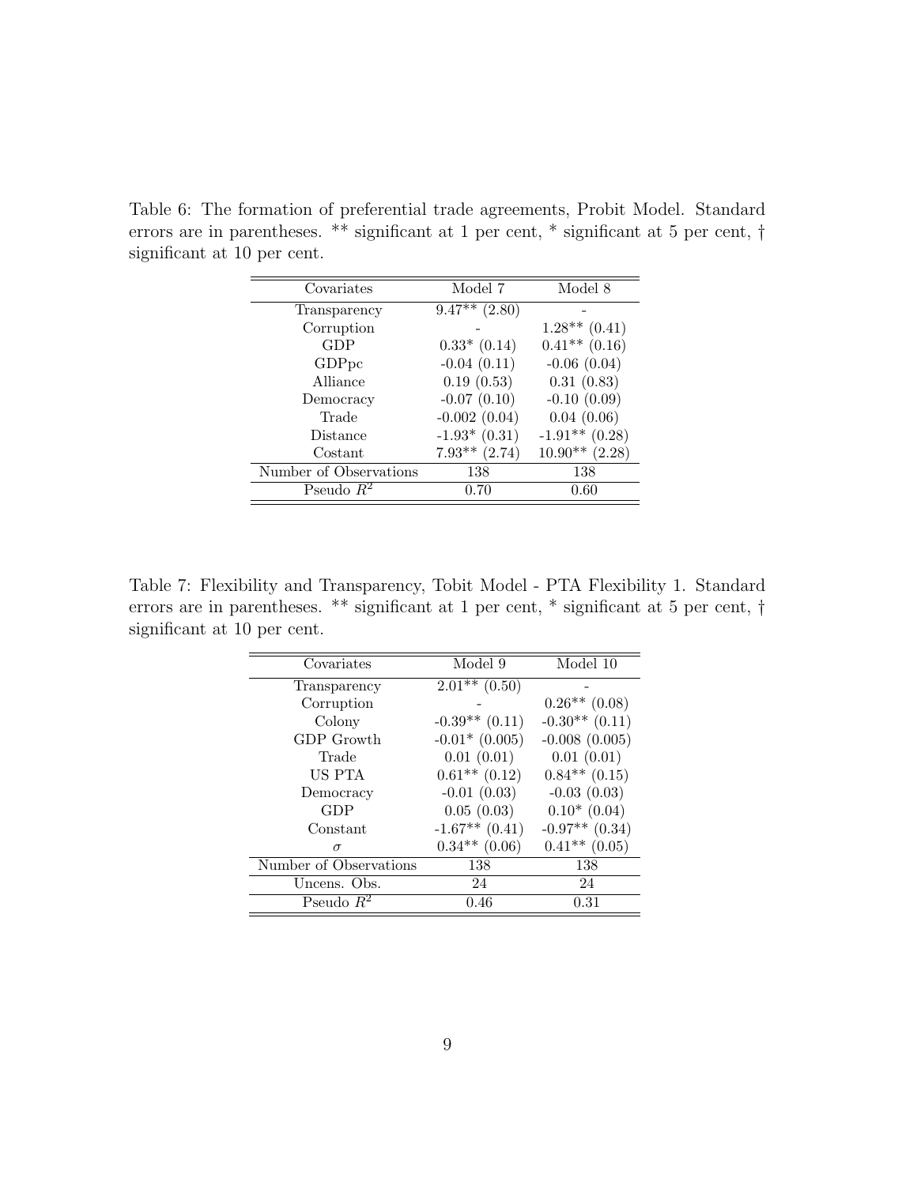Table 6: The formation of preferential trade agreements, Probit Model. Standard errors are in parentheses. ** significant at 1 per cent, * significant at 5 per cent, † significant at 10 per cent.

| Covariates | Model 7 | Model 8 |
|---|---|---|
| Transparency | 9.47** (2.80) | - |
| Corruption | - | 1.28** (0.41) |
| GDP | 0.33* (0.14) | 0.41** (0.16) |
| GDPpc | -0.04 (0.11) | -0.06 (0.04) |
| Alliance | 0.19 (0.53) | 0.31 (0.83) |
| Democracy | -0.07 (0.10) | -0.10 (0.09) |
| Trade | -0.002 (0.04) | 0.04 (0.06) |
| Distance | -1.93* (0.31) | -1.91** (0.28) |
| Costant | 7.93** (2.74) | 10.90** (2.28) |
| Number of Observations | 138 | 138 |
| Pseudo $R^2$ | 0.70 | 0.60 |

Table 7: Flexibility and Transparency, Tobit Model - PTA Flexibility 1. Standard errors are in parentheses. ** significant at 1 per cent, * significant at 5 per cent, † significant at 10 per cent.

| Covariates | Model 9 | Model 10 |
|---|---|---|
| Transparency | 2.01** (0.50) | - |
| Corruption | - | 0.26** (0.08) |
| Colony | -0.39** (0.11) | -0.30** (0.11) |
| GDP Growth | -0.01* (0.005) | -0.008 (0.005) |
| Trade | 0.01 (0.01) | 0.01 (0.01) |
| US PTA | 0.61** (0.12) | 0.84** (0.15) |
| Democracy | -0.01 (0.03) | -0.03 (0.03) |
| GDP | 0.05 (0.03) | 0.10* (0.04) |
| Constant | -1.67** (0.41) | -0.97** (0.34) |
| $\sigma$ | 0.34** (0.06) | 0.41** (0.05) |
| Number of Observations | 138 | 138 |
| Uncens. Obs. | 24 | 24 |
| Pseudo $R^2$ | 0.46 | 0.31 |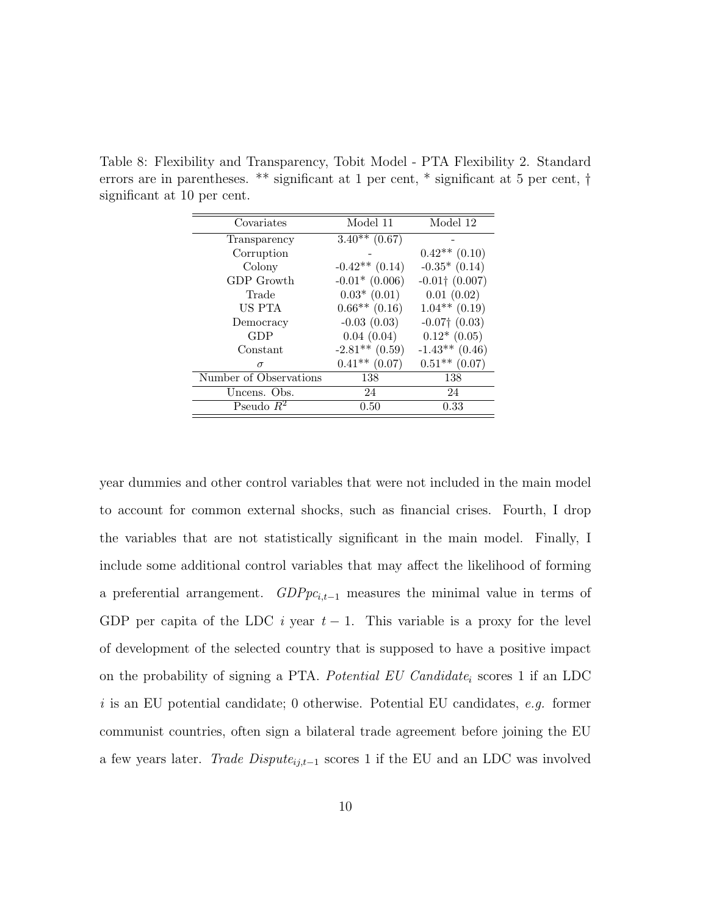Table 8: Flexibility and Transparency, Tobit Model - PTA Flexibility 2. Standard errors are in parentheses. ** significant at 1 per cent, * significant at 5 per cent, † significant at 10 per cent.

| Covariates | Model 11 | Model 12 |
|---|---|---|
| Transparency | 3.40** (0.67) | - |
| Corruption | - | 0.42** (0.10) |
| Colony | -0.42** (0.14) | -0.35* (0.14) |
| GDP Growth | -0.01* (0.006) | -0.01† (0.007) |
| Trade | 0.03* (0.01) | 0.01 (0.02) |
| US PTA | 0.66** (0.16) | 1.04** (0.19) |
| Democracy | -0.03 (0.03) | -0.07† (0.03) |
| GDP | 0.04 (0.04) | 0.12* (0.05) |
| Constant | -2.81** (0.59) | -1.43** (0.46) |
| $\sigma$ | 0.41** (0.07) | 0.51** (0.07) |
| Number of Observations | 138 | 138 |
| Uncens. Obs. | 24 | 24 |
| Pseudo $R^2$ | 0.50 | 0.33 |

year dummies and other control variables that were not included in the main model to account for common external shocks, such as financial crises. Fourth, I drop the variables that are not statistically significant in the main model. Finally, I include some additional control variables that may affect the likelihood of forming a preferential arrangement. $GDPpc_{i,t-1}$ measures the minimal value in terms of GDP per capita of the LDC $i$ year $t-1$. This variable is a proxy for the level of development of the selected country that is supposed to have a positive impact on the probability of signing a PTA. *Potential EU Candidate*$_i$ scores 1 if an LDC $i$ is an EU potential candidate; 0 otherwise. Potential EU candidates, *e.g.* former communist countries, often sign a bilateral trade agreement before joining the EU a few years later. *Trade Dispute*$_{ij,t-1}$ scores 1 if the EU and an LDC was involved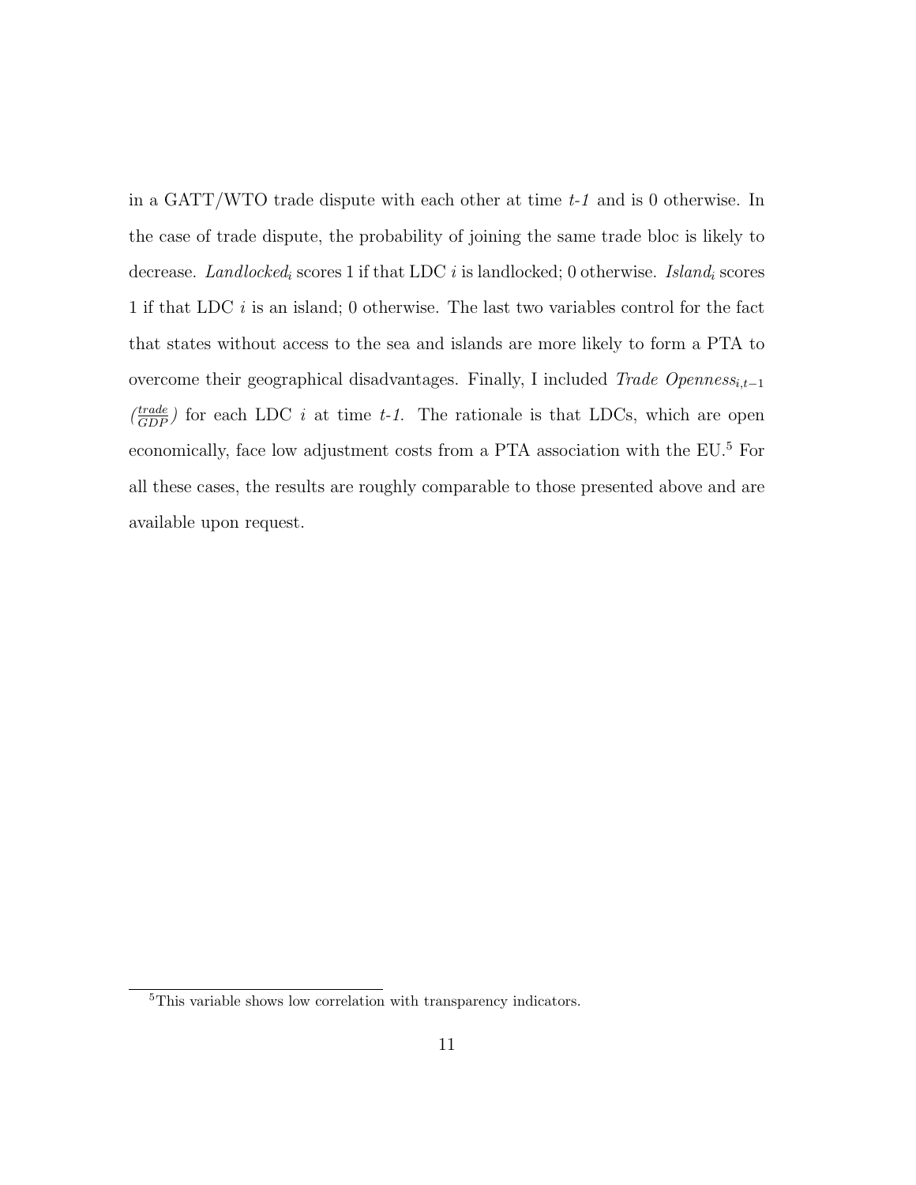in a GATT/WTO trade dispute with each other at time *t-1* and is 0 otherwise. In the case of trade dispute, the probability of joining the same trade bloc is likely to decrease. $Landlocked_i$ scores 1 if that LDC $i$ is landlocked; 0 otherwise. $Island_i$ scores 1 if that LDC $i$ is an island; 0 otherwise. The last two variables control for the fact that states without access to the sea and islands are more likely to form a PTA to overcome their geographical disadvantages. Finally, I included $Trade\ Openness_{i,t-1}$ ($\frac{trade}{GDP}$) for each LDC $i$ at time *t-1*. The rationale is that LDCs, which are open economically, face low adjustment costs from a PTA association with the EU.[5] For all these cases, the results are roughly comparable to those presented above and are available upon request.

[5] This variable shows low correlation with transparency indicators.